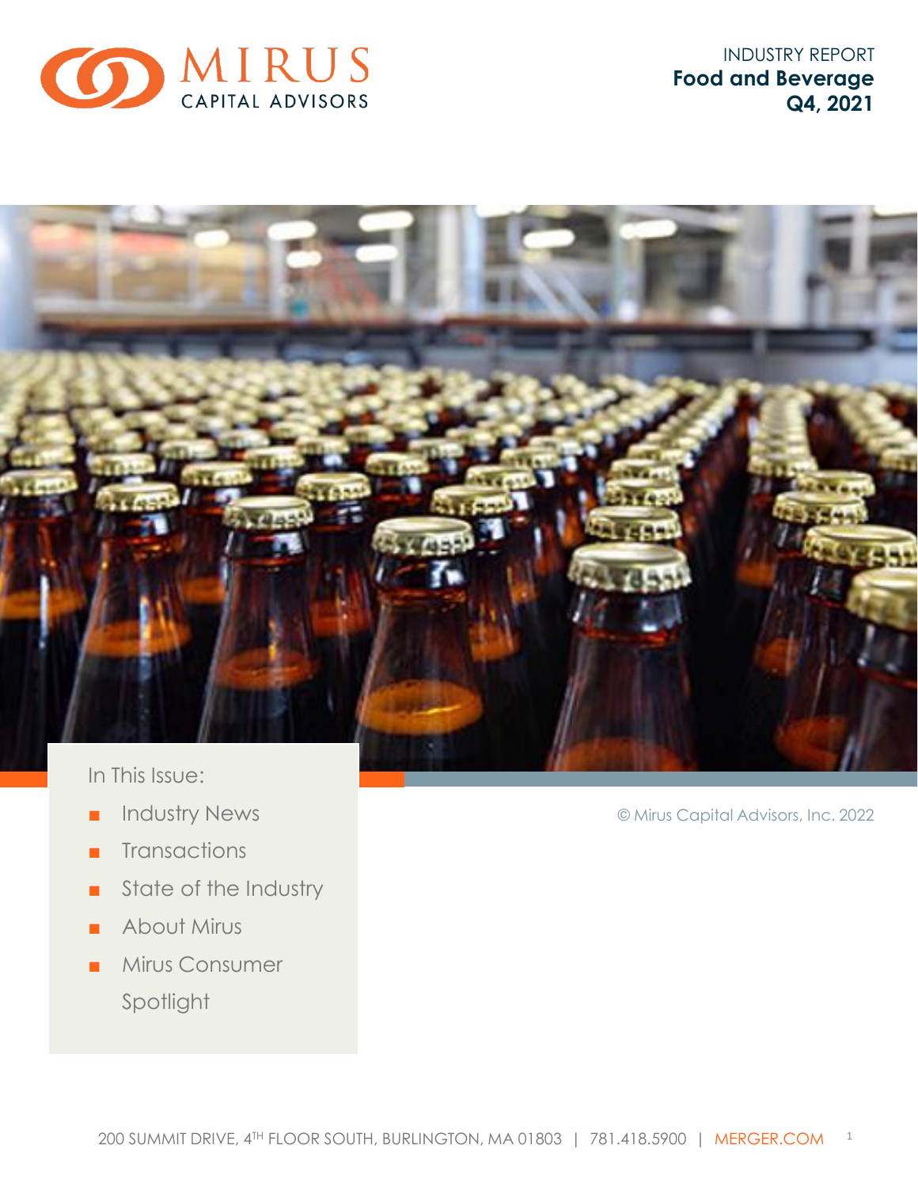MIRUS CAPITAL ADVISORS

INDUSTRY REPORT
**Food and Beverage**
**Q4, 2021**

In This Issue:

- Industry News
- Transactions
- State of the Industry
- About Mirus
- Mirus Consumer Spotlight

© Mirus Capital Advisors, Inc. 2022

200 SUMMIT DRIVE, 4TH FLOOR SOUTH, BURLINGTON, MA 01803 | 781.418.5900 | MERGER.COM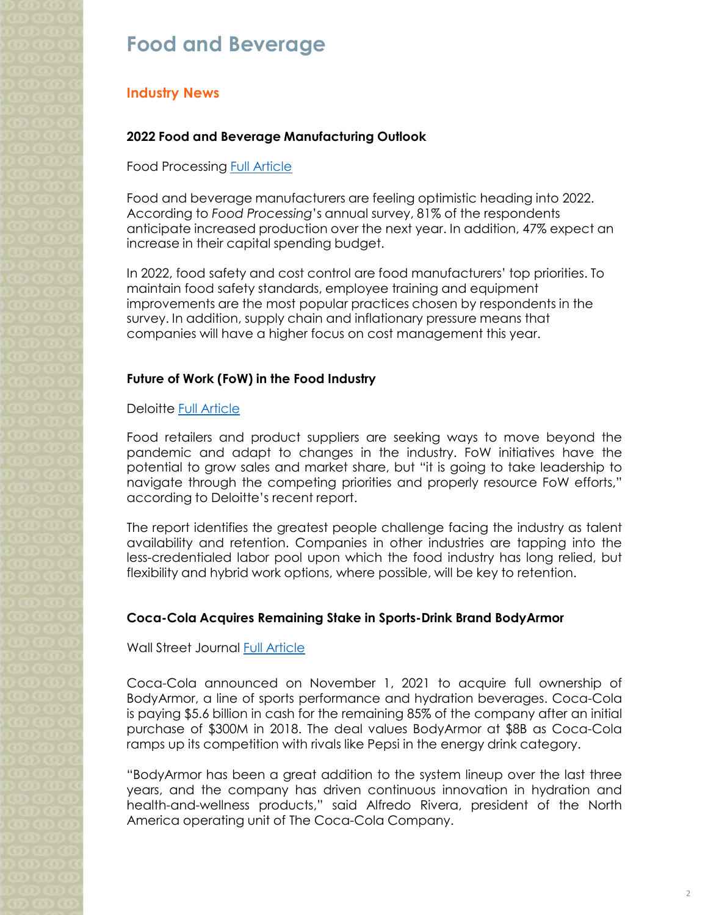# Food and Beverage

## Industry News

### 2022 Food and Beverage Manufacturing Outlook

Food Processing Full Article

Food and beverage manufacturers are feeling optimistic heading into 2022. According to *Food Processing*'s annual survey, 81% of the respondents anticipate increased production over the next year. In addition, 47% expect an increase in their capital spending budget.

In 2022, food safety and cost control are food manufacturers' top priorities. To maintain food safety standards, employee training and equipment improvements are the most popular practices chosen by respondents in the survey. In addition, supply chain and inflationary pressure means that companies will have a higher focus on cost management this year.

### Future of Work (FoW) in the Food Industry

Deloitte Full Article

Food retailers and product suppliers are seeking ways to move beyond the pandemic and adapt to changes in the industry. FoW initiatives have the potential to grow sales and market share, but "it is going to take leadership to navigate through the competing priorities and properly resource FoW efforts," according to Deloitte's recent report.

The report identifies the greatest people challenge facing the industry as talent availability and retention. Companies in other industries are tapping into the less-credentialed labor pool upon which the food industry has long relied, but flexibility and hybrid work options, where possible, will be key to retention.

### Coca-Cola Acquires Remaining Stake in Sports-Drink Brand BodyArmor

Wall Street Journal Full Article

Coca-Cola announced on November 1, 2021 to acquire full ownership of BodyArmor, a line of sports performance and hydration beverages. Coca-Cola is paying $5.6 billion in cash for the remaining 85% of the company after an initial purchase of $300M in 2018. The deal values BodyArmor at $8B as Coca-Cola ramps up its competition with rivals like Pepsi in the energy drink category.

"BodyArmor has been a great addition to the system lineup over the last three years, and the company has driven continuous innovation in hydration and health-and-wellness products," said Alfredo Rivera, president of the North America operating unit of The Coca-Cola Company.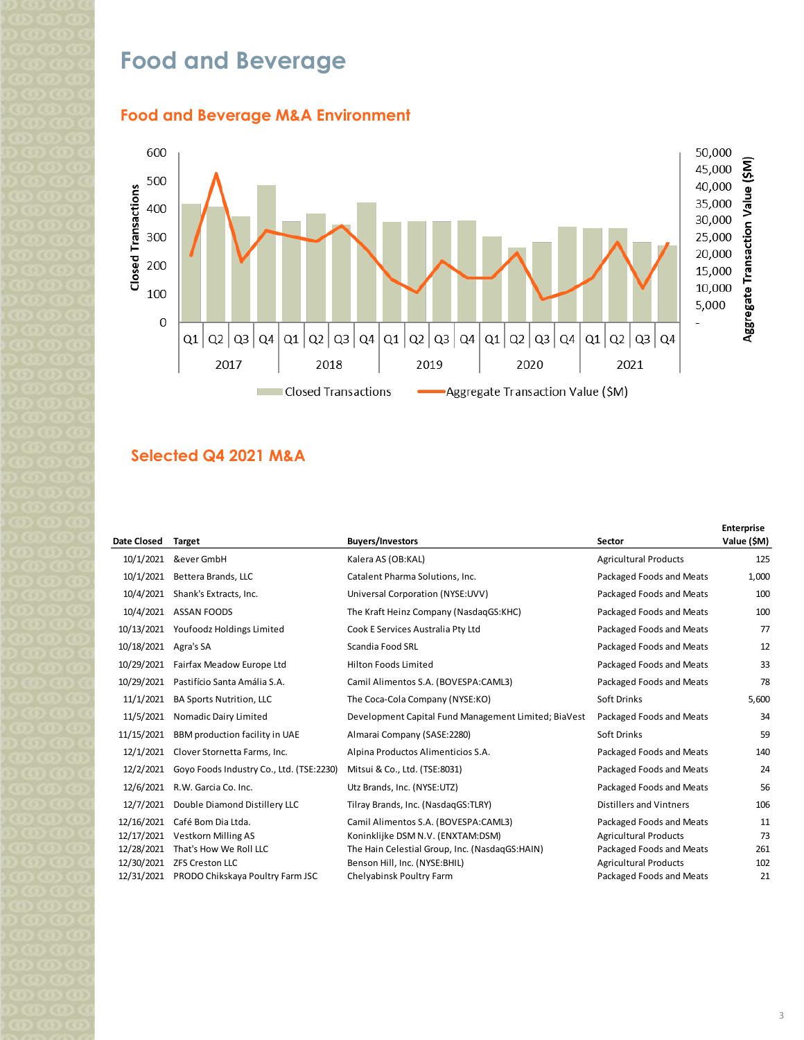# Food and Beverage

## Food and Beverage M&A Environment

## Selected Q4 2021 M&A

| Date Closed | Target | Buyers/Investors | Sector | Enterprise Value ($M) |
|---|---|---|---|---|
| 10/1/2021 | &ever GmbH | Kalera AS (OB:KAL) | Agricultural Products | 125 |
| 10/1/2021 | Bettera Brands, LLC | Catalent Pharma Solutions, Inc. | Packaged Foods and Meats | 1,000 |
| 10/4/2021 | Shank's Extracts, Inc. | Universal Corporation (NYSE:UVV) | Packaged Foods and Meats | 100 |
| 10/4/2021 | ASSAN FOODS | The Kraft Heinz Company (NasdaqGS:KHC) | Packaged Foods and Meats | 100 |
| 10/13/2021 | Youfoodz Holdings Limited | Cook E Services Australia Pty Ltd | Packaged Foods and Meats | 77 |
| 10/18/2021 | Agra's SA | Scandia Food SRL | Packaged Foods and Meats | 12 |
| 10/29/2021 | Fairfax Meadow Europe Ltd | Hilton Foods Limited | Packaged Foods and Meats | 33 |
| 10/29/2021 | Pastifício Santa Amália S.A. | Camil Alimentos S.A. (BOVESPA:CAML3) | Packaged Foods and Meats | 78 |
| 11/1/2021 | BA Sports Nutrition, LLC | The Coca-Cola Company (NYSE:KO) | Soft Drinks | 5,600 |
| 11/5/2021 | Nomadic Dairy Limited | Development Capital Fund Management Limited; BiaVest | Packaged Foods and Meats | 34 |
| 11/15/2021 | BBM production facility in UAE | Almarai Company (SASE:2280) | Soft Drinks | 59 |
| 12/1/2021 | Clover Stornetta Farms, Inc. | Alpina Productos Alimenticios S.A. | Packaged Foods and Meats | 140 |
| 12/2/2021 | Goyo Foods Industry Co., Ltd. (TSE:2230) | Mitsui & Co., Ltd. (TSE:8031) | Packaged Foods and Meats | 24 |
| 12/6/2021 | R.W. Garcia Co. Inc. | Utz Brands, Inc. (NYSE:UTZ) | Packaged Foods and Meats | 56 |
| 12/7/2021 | Double Diamond Distillery LLC | Tilray Brands, Inc. (NasdaqGS:TLRY) | Distillers and Vintners | 106 |
| 12/16/2021 | Café Bom Dia Ltda. | Camil Alimentos S.A. (BOVESPA:CAML3) | Packaged Foods and Meats | 11 |
| 12/17/2021 | Vestkorn Milling AS | Koninklijke DSM N.V. (ENXTAM:DSM) | Agricultural Products | 73 |
| 12/28/2021 | That's How We Roll LLC | The Hain Celestial Group, Inc. (NasdaqGS:HAIN) | Packaged Foods and Meats | 261 |
| 12/30/2021 | ZFS Creston LLC | Benson Hill, Inc. (NYSE:BHIL) | Agricultural Products | 102 |
| 12/31/2021 | PRODO Chikskaya Poultry Farm JSC | Chelyabinsk Poultry Farm | Packaged Foods and Meats | 21 |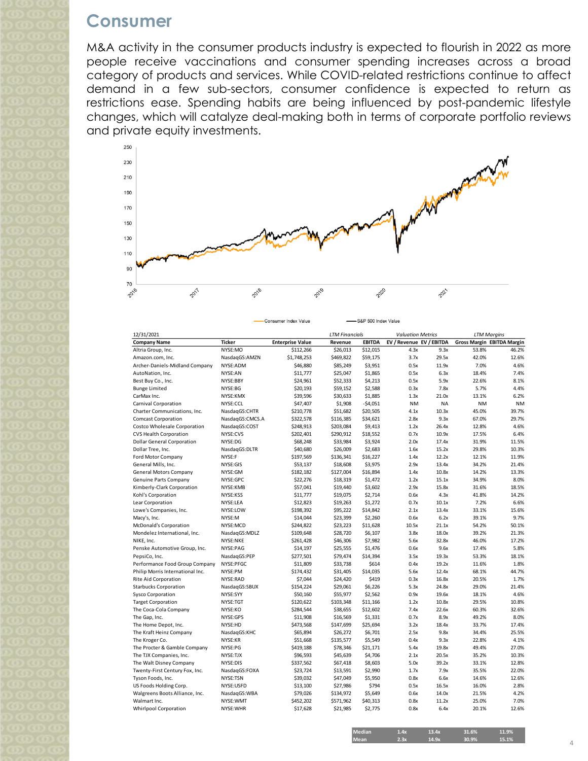# Consumer

M&A activity in the consumer products industry is expected to flourish in 2022 as more people receive vaccinations and consumer spending increases across a broad category of products and services. While COVID-related restrictions continue to affect demand in a few sub-sectors, consumer confidence is expected to return as restrictions ease. Spending habits are being influenced by post-pandemic lifestyle changes, which will catalyze deal-making both in terms of corporate portfolio reviews and private equity investments.

Consumer Index Value — S&P 500 Index Value

| 12/31/2021 | | | *LTM Financials* | | *Valuation Metrics* | | *LTM Margins* | |
|---|---|---|---|---|---|---|---|---|
| **Company Name** | **Ticker** | **Enterprise Value** | **Revenue** | **EBITDA** | **EV / Revenue** | **EV / EBITDA** | **Gross Margin** | **EBITDA Margin** |
| Altria Group, Inc. | NYSE:MO | $112,266 | $26,013 | $12,015 | 4.3x | 9.3x | 53.8% | 46.2% |
| Amazon.com, Inc. | NasdaqGS:AMZN | $1,748,253 | $469,822 | $59,175 | 3.7x | 29.5x | 42.0% | 12.6% |
| Archer-Daniels-Midland Company | NYSE:ADM | $46,880 | $85,249 | $3,951 | 0.5x | 11.9x | 7.0% | 4.6% |
| AutoNation, Inc. | NYSE:AN | $11,777 | $25,047 | $1,865 | 0.5x | 6.3x | 18.4% | 7.4% |
| Best Buy Co., Inc. | NYSE:BBY | $24,961 | $52,333 | $4,213 | 0.5x | 5.9x | 22.6% | 8.1% |
| Bunge Limited | NYSE:BG | $20,193 | $59,152 | $2,588 | 0.3x | 7.8x | 5.7% | 4.4% |
| CarMax Inc. | NYSE:KMX | $39,596 | $30,633 | $1,885 | 1.3x | 21.0x | 13.1% | 6.2% |
| Carnival Corporation | NYSE:CCL | $47,407 | $1,908 | -$4,051 | NM | NA | NM | NM |
| Charter Communications, Inc. | NasdaqGS:CHTR | $210,778 | $51,682 | $20,505 | 4.1x | 10.3x | 45.0% | 39.7% |
| Comcast Corporation | NasdaqGS:CMCS.A | $322,578 | $116,385 | $34,621 | 2.8x | 9.3x | 67.0% | 29.7% |
| Costco Wholesale Corporation | NasdaqGS:COST | $248,913 | $203,084 | $9,413 | 1.2x | 26.4x | 12.8% | 4.6% |
| CVS Health Corporation | NYSE:CVS | $202,401 | $290,912 | $18,552 | 0.7x | 10.9x | 17.5% | 6.4% |
| Dollar General Corporation | NYSE:DG | $68,248 | $33,984 | $3,924 | 2.0x | 17.4x | 31.9% | 11.5% |
| Dollar Tree, Inc. | NasdaqGS:DLTR | $40,680 | $26,009 | $2,683 | 1.6x | 15.2x | 29.8% | 10.3% |
| Ford Motor Company | NYSE:F | $197,569 | $136,341 | $16,227 | 1.4x | 12.2x | 12.1% | 11.9% |
| General Mills, Inc. | NYSE:GIS | $53,137 | $18,608 | $3,975 | 2.9x | 13.4x | 34.2% | 21.4% |
| General Motors Company | NYSE:GM | $182,182 | $127,004 | $16,894 | 1.4x | 10.8x | 14.2% | 13.3% |
| Genuine Parts Company | NYSE:GPC | $22,276 | $18,319 | $1,472 | 1.2x | 15.1x | 34.9% | 8.0% |
| Kimberly-Clark Corporation | NYSE:KMB | $57,041 | $19,440 | $3,602 | 2.9x | 15.8x | 31.6% | 18.5% |
| Kohl's Corporation | NYSE:KSS | $11,777 | $19,075 | $2,714 | 0.6x | 4.3x | 41.8% | 14.2% |
| Lear Corporation | NYSE:LEA | $12,823 | $19,263 | $1,272 | 0.7x | 10.1x | 7.2% | 6.6% |
| Lowe's Companies, Inc. | NYSE:LOW | $198,392 | $95,222 | $14,842 | 2.1x | 13.4x | 33.1% | 15.6% |
| Macy's, Inc. | NYSE:M | $14,044 | $23,399 | $2,260 | 0.6x | 6.2x | 39.1% | 9.7% |
| McDonald's Corporation | NYSE:MCD | $244,822 | $23,223 | $11,628 | 10.5x | 21.1x | 54.2% | 50.1% |
| Mondelez International, Inc. | NasdaqGS:MDLZ | $109,648 | $28,720 | $6,107 | 3.8x | 18.0x | 39.2% | 21.3% |
| NIKE, Inc. | NYSE:NKE | $261,428 | $46,306 | $7,982 | 5.6x | 32.8x | 46.0% | 17.2% |
| Penske Automotive Group, Inc. | NYSE:PAG | $14,197 | $25,555 | $1,476 | 0.6x | 9.6x | 17.4% | 5.8% |
| PepsiCo, Inc. | NasdaqGS:PEP | $277,501 | $79,474 | $14,394 | 3.5x | 19.3x | 53.3% | 18.1% |
| Performance Food Group Company | NYSE:PFGC | $11,809 | $33,738 | $614 | 0.4x | 19.2x | 11.6% | 1.8% |
| Philip Morris International Inc. | NYSE:PM | $174,432 | $31,405 | $14,035 | 5.6x | 12.4x | 68.1% | 44.7% |
| Rite Aid Corporation | NYSE:RAD | $7,044 | $24,420 | $419 | 0.3x | 16.8x | 20.5% | 1.7% |
| Starbucks Corporation | NasdaqGS:SBUX | $154,224 | $29,061 | $6,226 | 5.3x | 24.8x | 29.0% | 21.4% |
| Sysco Corporation | NYSE:SYY | $50,160 | $55,977 | $2,562 | 0.9x | 19.6x | 18.1% | 4.6% |
| Target Corporation | NYSE:TGT | $120,622 | $103,348 | $11,166 | 1.2x | 10.8x | 29.5% | 10.8% |
| The Coca-Cola Company | NYSE:KO | $284,544 | $38,655 | $12,602 | 7.4x | 22.6x | 60.3% | 32.6% |
| The Gap, Inc. | NYSE:GPS | $11,908 | $16,569 | $1,331 | 0.7x | 8.9x | 49.2% | 8.0% |
| The Home Depot, Inc. | NYSE:HD | $473,568 | $147,699 | $25,694 | 3.2x | 18.4x | 33.7% | 17.4% |
| The Kraft Heinz Company | NasdaqGS:KHC | $65,894 | $26,272 | $6,701 | 2.5x | 9.8x | 34.4% | 25.5% |
| The Kroger Co. | NYSE:KR | $51,668 | $135,577 | $5,549 | 0.4x | 9.3x | 22.8% | 4.1% |
| The Procter & Gamble Company | NYSE:PG | $419,188 | $78,346 | $21,171 | 5.4x | 19.8x | 49.4% | 27.0% |
| The TJX Companies, Inc. | NYSE:TJX | $96,593 | $45,639 | $4,706 | 2.1x | 20.5x | 35.2% | 10.3% |
| The Walt Disney Company | NYSE:DIS | $337,562 | $67,418 | $8,603 | 5.0x | 39.2x | 33.1% | 12.8% |
| Twenty-First Century Fox, Inc. | NasdaqGS:FOXA | $23,724 | $13,591 | $2,990 | 1.7x | 7.9x | 35.5% | 22.0% |
| Tyson Foods, Inc. | NYSE:TSN | $39,032 | $47,049 | $5,950 | 0.8x | 6.6x | 14.6% | 12.6% |
| US Foods Holding Corp. | NYSE:USFD | $13,100 | $27,986 | $794 | 0.5x | 16.5x | 16.0% | 2.8% |
| Walgreens Boots Alliance, Inc. | NasdaqGS:WBA | $79,026 | $134,972 | $5,649 | 0.6x | 14.0x | 21.5% | 4.2% |
| Walmart Inc. | NYSE:WMT | $452,202 | $571,962 | $40,313 | 0.8x | 11.2x | 25.0% | 7.0% |
| Whirlpool Corporation | NYSE:WHR | $17,628 | $21,985 | $2,775 | 0.8x | 6.4x | 20.1% | 12.6% |
| | | | | **Median** | **1.4x** | **13.4x** | **31.6%** | **11.9%** |
| | | | | **Mean** | **2.3x** | **14.9x** | **30.9%** | **15.1%** |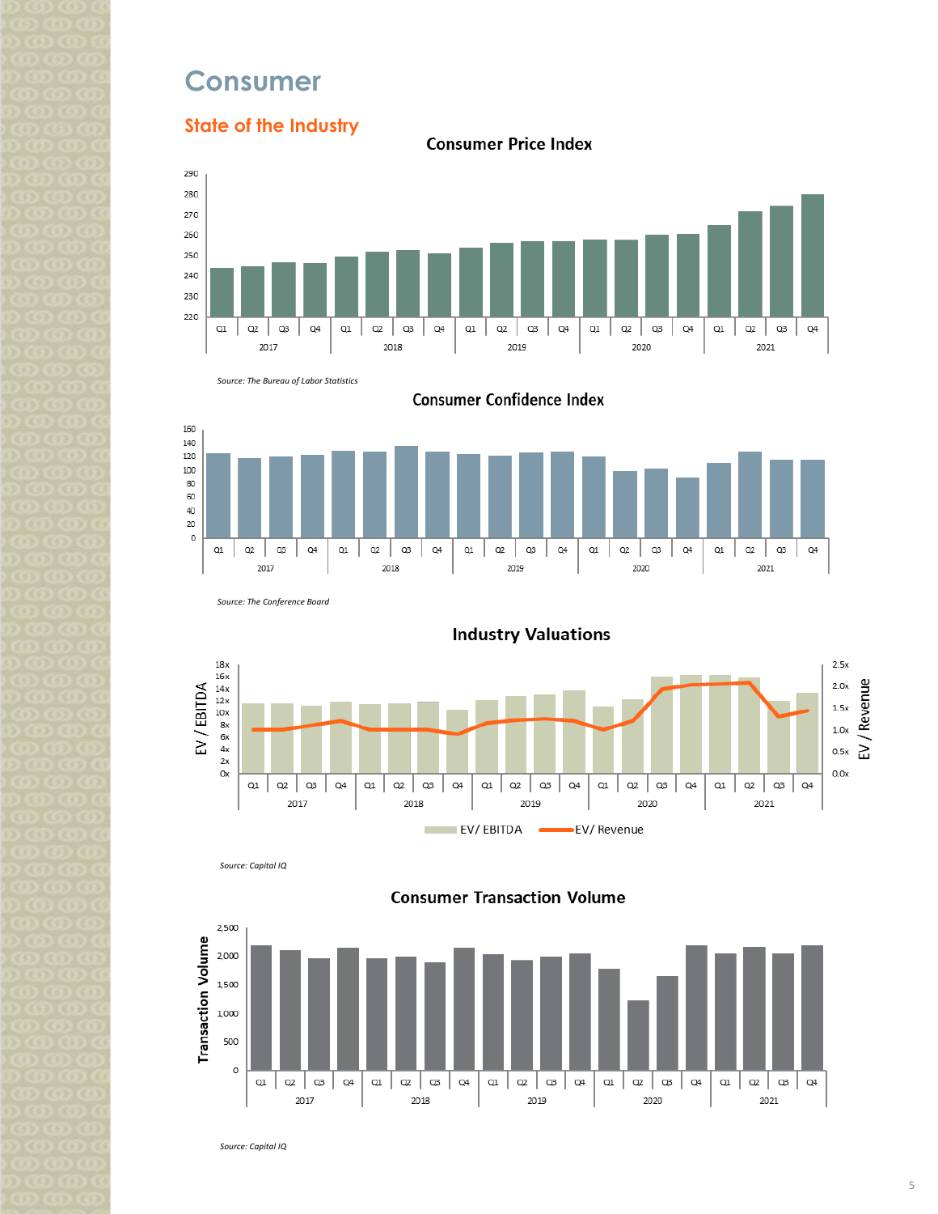# Consumer

## State of the Industry

### Consumer Price Index

Source: The Bureau of Labor Statistics

### Consumer Confidence Index

Source: The Conference Board

### Industry Valuations

Source: Capital IQ

### Consumer Transaction Volume

Source: Capital IQ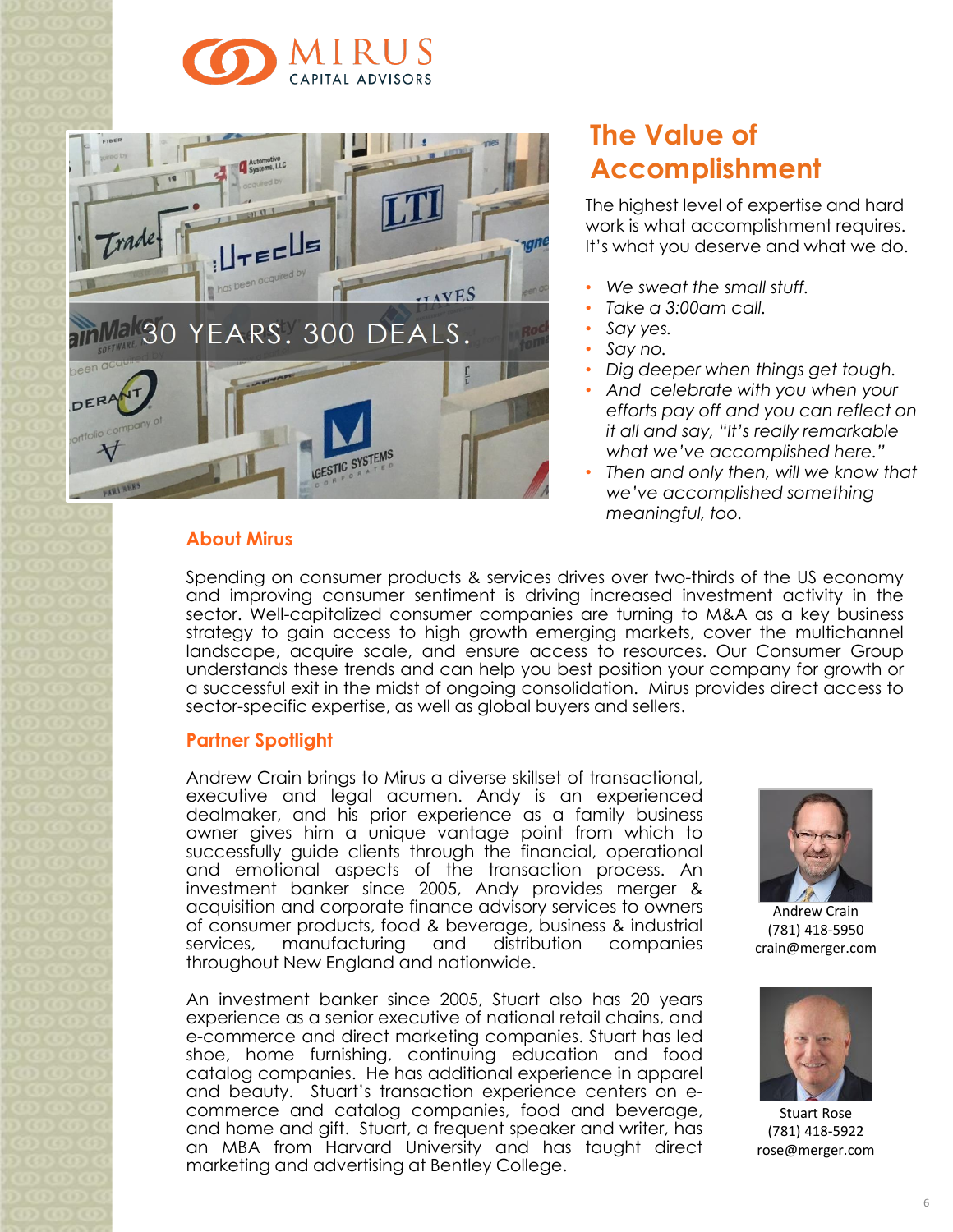MIRUS
CAPITAL ADVISORS

30 YEARS. 300 DEALS.

## The Value of Accomplishment

The highest level of expertise and hard work is what accomplishment requires. It's what you deserve and what we do.

- *We sweat the small stuff.*
- *Take a 3:00am call.*
- *Say yes.*
- *Say no.*
- *Dig deeper when things get tough.*
- *And celebrate with you when your efforts pay off and you can reflect on it all and say, "It's really remarkable what we've accomplished here."*
- *Then and only then, will we know that we've accomplished something meaningful, too.*

### About Mirus

Spending on consumer products & services drives over two-thirds of the US economy and improving consumer sentiment is driving increased investment activity in the sector. Well-capitalized consumer companies are turning to M&A as a key business strategy to gain access to high growth emerging markets, cover the multichannel landscape, acquire scale, and ensure access to resources. Our Consumer Group understands these trends and can help you best position your company for growth or a successful exit in the midst of ongoing consolidation. Mirus provides direct access to sector-specific expertise, as well as global buyers and sellers.

### Partner Spotlight

Andrew Crain brings to Mirus a diverse skillset of transactional, executive and legal acumen. Andy is an experienced dealmaker, and his prior experience as a family business owner gives him a unique vantage point from which to successfully guide clients through the financial, operational and emotional aspects of the transaction process. An investment banker since 2005, Andy provides merger & acquisition and corporate finance advisory services to owners of consumer products, food & beverage, business & industrial services, manufacturing and distribution companies throughout New England and nationwide.

Andrew Crain
(781) 418-5950
crain@merger.com

An investment banker since 2005, Stuart also has 20 years experience as a senior executive of national retail chains, and e-commerce and direct marketing companies. Stuart has led shoe, home furnishing, continuing education and food catalog companies. He has additional experience in apparel and beauty. Stuart's transaction experience centers on e-commerce and catalog companies, food and beverage, and home and gift. Stuart, a frequent speaker and writer, has an MBA from Harvard University and has taught direct marketing and advertising at Bentley College.

Stuart Rose
(781) 418-5922
rose@merger.com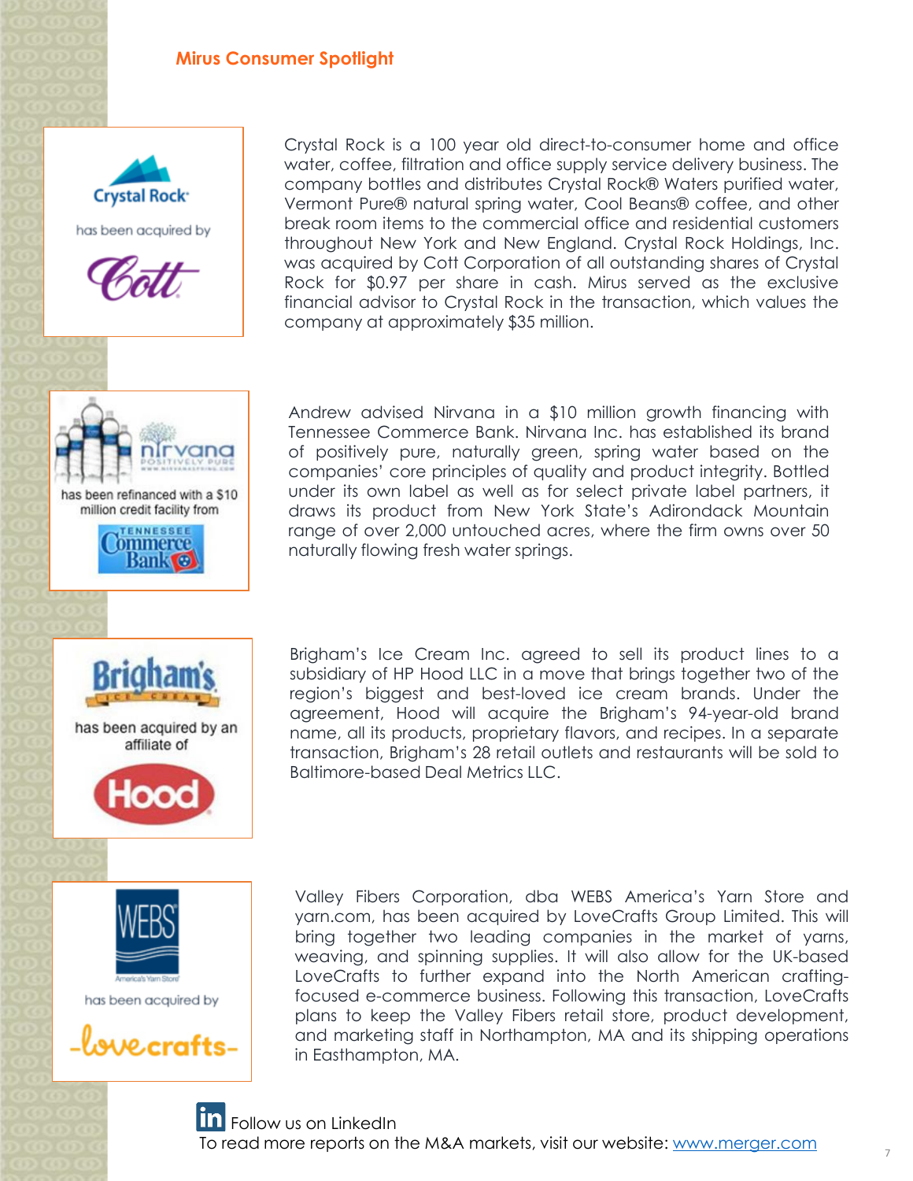## Mirus Consumer Spotlight

Crystal Rock

has been acquired by

Cott

Crystal Rock is a 100 year old direct-to-consumer home and office water, coffee, filtration and office supply service delivery business. The company bottles and distributes Crystal Rock® Waters purified water, Vermont Pure® natural spring water, Cool Beans® coffee, and other break room items to the commercial office and residential customers throughout New York and New England. Crystal Rock Holdings, Inc. was acquired by Cott Corporation of all outstanding shares of Crystal Rock for $0.97 per share in cash. Mirus served as the exclusive financial advisor to Crystal Rock in the transaction, which values the company at approximately $35 million.

nirvana POSITIVELY PURE

has been refinanced with a $10 million credit facility from

Tennessee Commerce Bank

Andrew advised Nirvana in a $10 million growth financing with Tennessee Commerce Bank. Nirvana Inc. has established its brand of positively pure, naturally green, spring water based on the companies' core principles of quality and product integrity. Bottled under its own label as well as for select private label partners, it draws its product from New York State's Adirondack Mountain range of over 2,000 untouched acres, where the firm owns over 50 naturally flowing fresh water springs.

Brigham's ICE CREAM

has been acquired by an affiliate of

Hood

Brigham's Ice Cream Inc. agreed to sell its product lines to a subsidiary of HP Hood LLC in a move that brings together two of the region's biggest and best-loved ice cream brands. Under the agreement, Hood will acquire the Brigham's 94-year-old brand name, all its products, proprietary flavors, and recipes. In a separate transaction, Brigham's 28 retail outlets and restaurants will be sold to Baltimore-based Deal Metrics LLC.

WEBS America's Yarn Store

has been acquired by

lovecrafts

Valley Fibers Corporation, dba WEBS America's Yarn Store and yarn.com, has been acquired by LoveCrafts Group Limited. This will bring together two leading companies in the market of yarns, weaving, and spinning supplies. It will also allow for the UK-based LoveCrafts to further expand into the North American crafting-focused e-commerce business. Following this transaction, LoveCrafts plans to keep the Valley Fibers retail store, product development, and marketing staff in Northampton, MA and its shipping operations in Easthampton, MA.

Follow us on LinkedIn

To read more reports on the M&A markets, visit our website: [www.merger.com](http://www.merger.com)